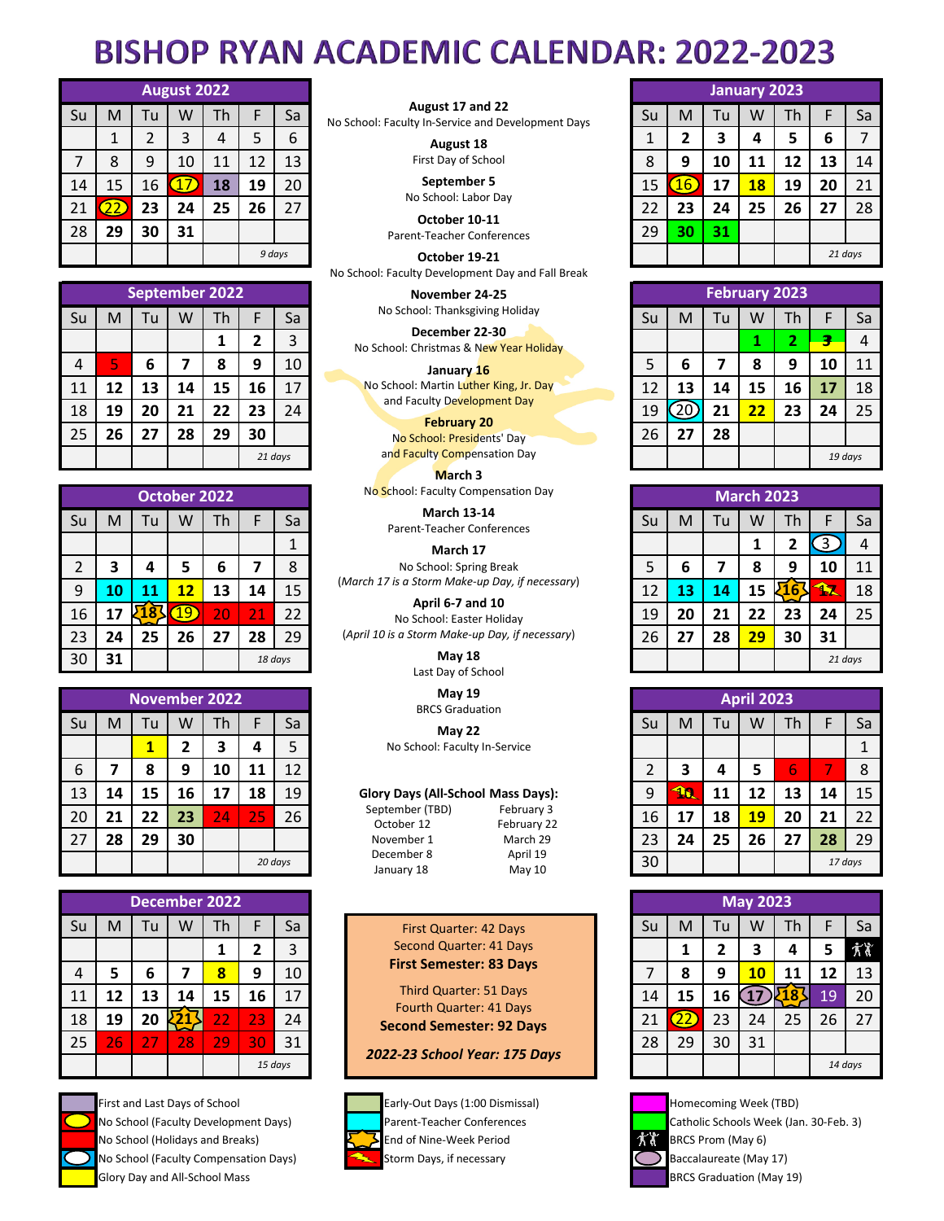# BISHOP RYAN ACADEMIC CALENDAR: 2022-2023

## August 2022

| Su | M | Tu | W | Th | F | Sa |
|---|---|---|---|---|---|---|
| | 1 | 2 | 3 | 4 | 5 | 6 |
| 7 | 8 | 9 | 10 | 11 | 12 | 13 |
| 14 | 15 | 16 | 17 | 18 | 19 | 20 |
| 21 | 22 | 23 | 24 | 25 | 26 | 27 |
| 28 | 29 | 30 | 31 | | | |
| | | | | | 9 days | |

## September 2022

| Su | M | Tu | W | Th | F | Sa |
|---|---|---|---|---|---|---|
| | | | | 1 | 2 | 3 |
| 4 | 5 | 6 | 7 | 8 | 9 | 10 |
| 11 | 12 | 13 | 14 | 15 | 16 | 17 |
| 18 | 19 | 20 | 21 | 22 | 23 | 24 |
| 25 | 26 | 27 | 28 | 29 | 30 | |
| | | | | | 21 days | |

## October 2022

| Su | M | Tu | W | Th | F | Sa |
|---|---|---|---|---|---|---|
| | | | | | | 1 |
| 2 | 3 | 4 | 5 | 6 | 7 | 8 |
| 9 | 10 | 11 | 12 | 13 | 14 | 15 |
| 16 | 17 | 18 | 19 | 20 | 21 | 22 |
| 23 | 24 | 25 | 26 | 27 | 28 | 29 |
| 30 | 31 | | | | 18 days | |

## November 2022

| Su | M | Tu | W | Th | F | Sa |
|---|---|---|---|---|---|---|
| | | 1 | 2 | 3 | 4 | 5 |
| 6 | 7 | 8 | 9 | 10 | 11 | 12 |
| 13 | 14 | 15 | 16 | 17 | 18 | 19 |
| 20 | 21 | 22 | 23 | 24 | 25 | 26 |
| 27 | 28 | 29 | 30 | | | |
| | | | | | 20 days | |

## December 2022

| Su | M | Tu | W | Th | F | Sa |
|---|---|---|---|---|---|---|
| | | | | 1 | 2 | 3 |
| 4 | 5 | 6 | 7 | 8 | 9 | 10 |
| 11 | 12 | 13 | 14 | 15 | 16 | 17 |
| 18 | 19 | 20 | 21 | 22 | 23 | 24 |
| 25 | 26 | 27 | 28 | 29 | 30 | 31 |
| | | | | | 15 days | |

**August 17 and 22**
No School: Faculty In-Service and Development Days

**August 18**
First Day of School

**September 5**
No School: Labor Day

**October 10-11**
Parent-Teacher Conferences

**October 19-21**
No School: Faculty Development Day and Fall Break

**November 24-25**
No School: Thanksgiving Holiday

**December 22-30**
No School: Christmas & New Year Holiday

**January 16**
No School: Martin Luther King, Jr. Day and Faculty Development Day

**February 20**
No School: Presidents' Day and Faculty Compensation Day

**March 3**
No School: Faculty Compensation Day

**March 13-14**
Parent-Teacher Conferences

**March 17**
No School: Spring Break
(*March 17 is a Storm Make-up Day, if necessary*)

**April 6-7 and 10**
No School: Easter Holiday
(*April 10 is a Storm Make-up Day, if necessary*)

**May 18**
Last Day of School

**May 19**
BRCS Graduation

**May 22**
No School: Faculty In-Service

**Glory Days (All-School Mass Days):**

| | |
|---|---|
| September (TBD) | February 3 |
| October 12 | February 22 |
| November 1 | March 29 |
| December 8 | April 19 |
| January 18 | May 10 |

First Quarter: 42 Days
Second Quarter: 41 Days
**First Semester: 83 Days**

Third Quarter: 51 Days
Fourth Quarter: 41 Days
**Second Semester: 92 Days**

***2022-23 School Year: 175 Days***

## January 2023

| Su | M | Tu | W | Th | F | Sa |
|---|---|---|---|---|---|---|
| 1 | 2 | 3 | 4 | 5 | 6 | 7 |
| 8 | 9 | 10 | 11 | 12 | 13 | 14 |
| 15 | 16 | 17 | 18 | 19 | 20 | 21 |
| 22 | 23 | 24 | 25 | 26 | 27 | 28 |
| 29 | 30 | 31 | | | | |
| | | | | | 21 days | |

## February 2023

| Su | M | Tu | W | Th | F | Sa |
|---|---|---|---|---|---|---|
| | | | 1 | 2 | 3 | 4 |
| 5 | 6 | 7 | 8 | 9 | 10 | 11 |
| 12 | 13 | 14 | 15 | 16 | 17 | 18 |
| 19 | 20 | 21 | 22 | 23 | 24 | 25 |
| 26 | 27 | 28 | | | | |
| | | | | | 19 days | |

## March 2023

| Su | M | Tu | W | Th | F | Sa |
|---|---|---|---|---|---|---|
| | | | 1 | 2 | 3 | 4 |
| 5 | 6 | 7 | 8 | 9 | 10 | 11 |
| 12 | 13 | 14 | 15 | 16 | 17 | 18 |
| 19 | 20 | 21 | 22 | 23 | 24 | 25 |
| 26 | 27 | 28 | 29 | 30 | 31 | |
| | | | | | 21 days | |

## April 2023

| Su | M | Tu | W | Th | F | Sa |
|---|---|---|---|---|---|---|
| | | | | | | 1 |
| 2 | 3 | 4 | 5 | 6 | 7 | 8 |
| 9 | 10 | 11 | 12 | 13 | 14 | 15 |
| 16 | 17 | 18 | 19 | 20 | 21 | 22 |
| 23 | 24 | 25 | 26 | 27 | 28 | 29 |
| 30 | | | | | 17 days | |

## May 2023

| Su | M | Tu | W | Th | F | Sa |
|---|---|---|---|---|---|---|
| | 1 | 2 | 3 | 4 | 5 | 6 |
| 7 | 8 | 9 | 10 | 11 | 12 | 13 |
| 14 | 15 | 16 | 17 | 18 | 19 | 20 |
| 21 | 22 | 23 | 24 | 25 | 26 | 27 |
| 28 | 29 | 30 | 31 | | | |
| | | | | | 14 days | |

**Legend:**

- First and Last Days of School
- No School (Faculty Development Days)
- No School (Holidays and Breaks)
- No School (Faculty Compensation Days)
- Glory Day and All-School Mass
- Early-Out Days (1:00 Dismissal)
- Parent-Teacher Conferences
- End of Nine-Week Period
- Storm Days, if necessary
- Homecoming Week (TBD)
- Catholic Schools Week (Jan. 30-Feb. 3)
- BRCS Prom (May 6)
- Baccalaureate (May 17)
- BRCS Graduation (May 19)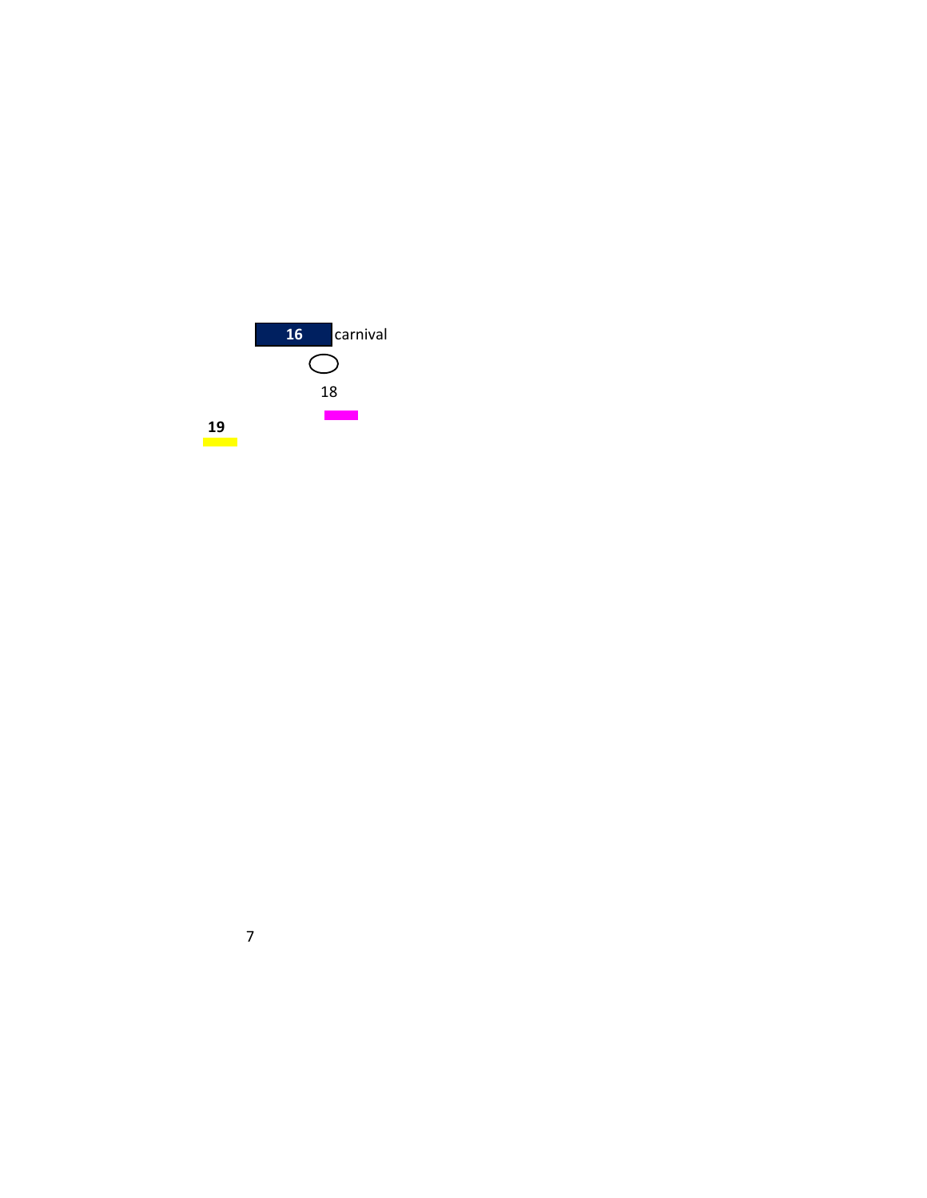**16** carnival

18

**19**